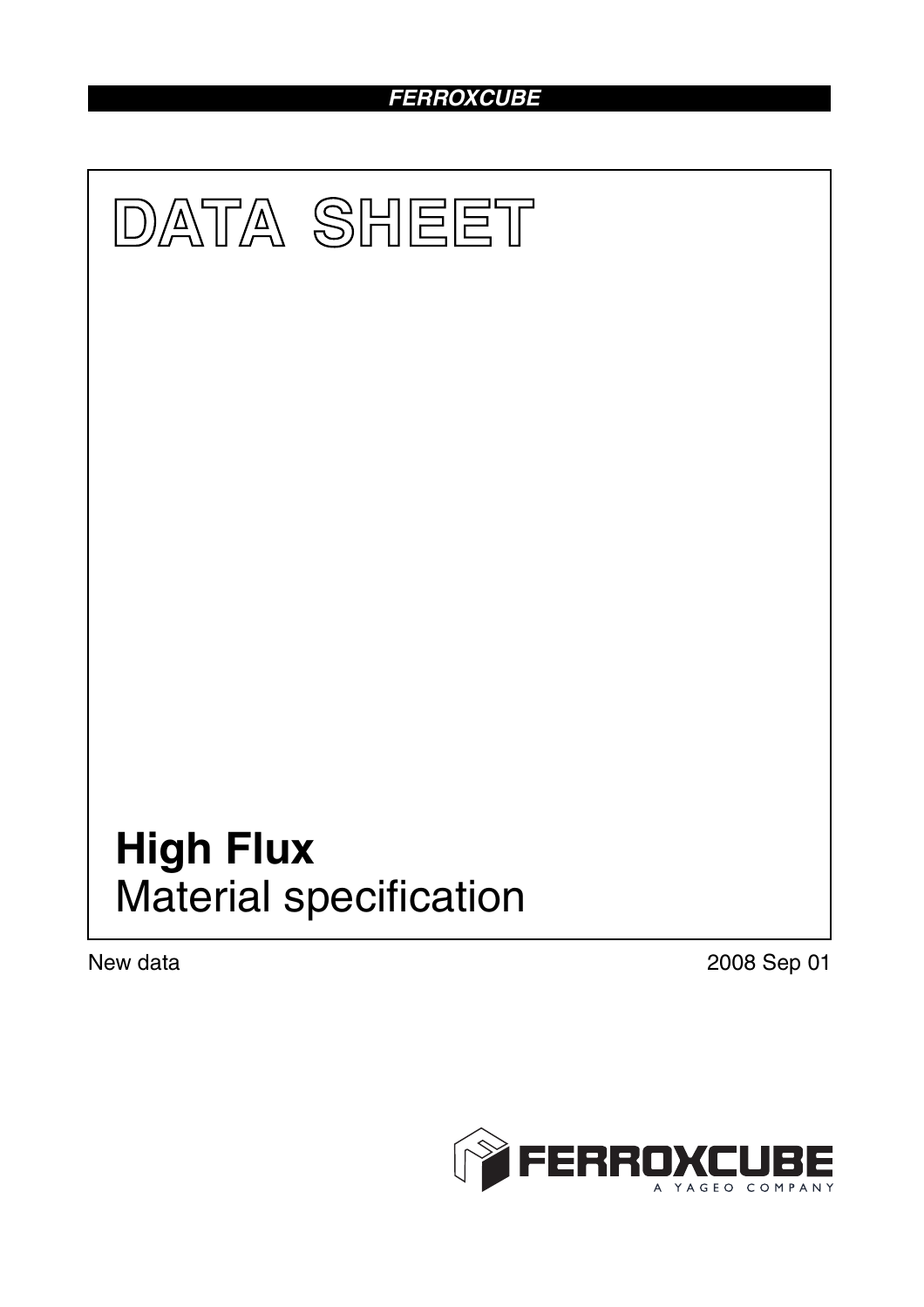FERROXCUBE

# DATA SHEET

# High Flux

Material specification

New data

2008 Sep 01

FERROXCUBE

A YAGEO COMPANY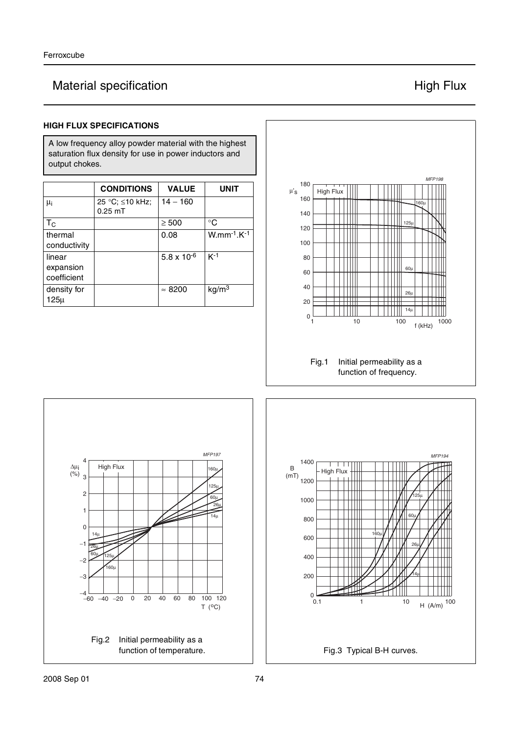# Material specification — High Flux

### HIGH FLUX SPECIFICATIONS

A low frequency alloy powder material with the highest saturation flux density for use in power inductors and output chokes.

| | CONDITIONS | VALUE | UNIT |
|---|---|---|---|
| $\mu_i$ | 25 °C; ≤10 kHz; 0.25 mT | 14 – 160 | |
| $T_C$ | | ≥ 500 | °C |
| thermal conductivity | | 0.08 | $W.mm^{-1}.K^{-1}$ |
| linear expansion coefficient | | $5.8 \times 10^{-6}$ | $K^{-1}$ |
| density for 125μ | | ≈ 8200 | $kg/m^3$ |

Fig.1 Initial permeability as a function of frequency.

Fig.2 Initial permeability as a function of temperature.

Fig.3 Typical B-H curves.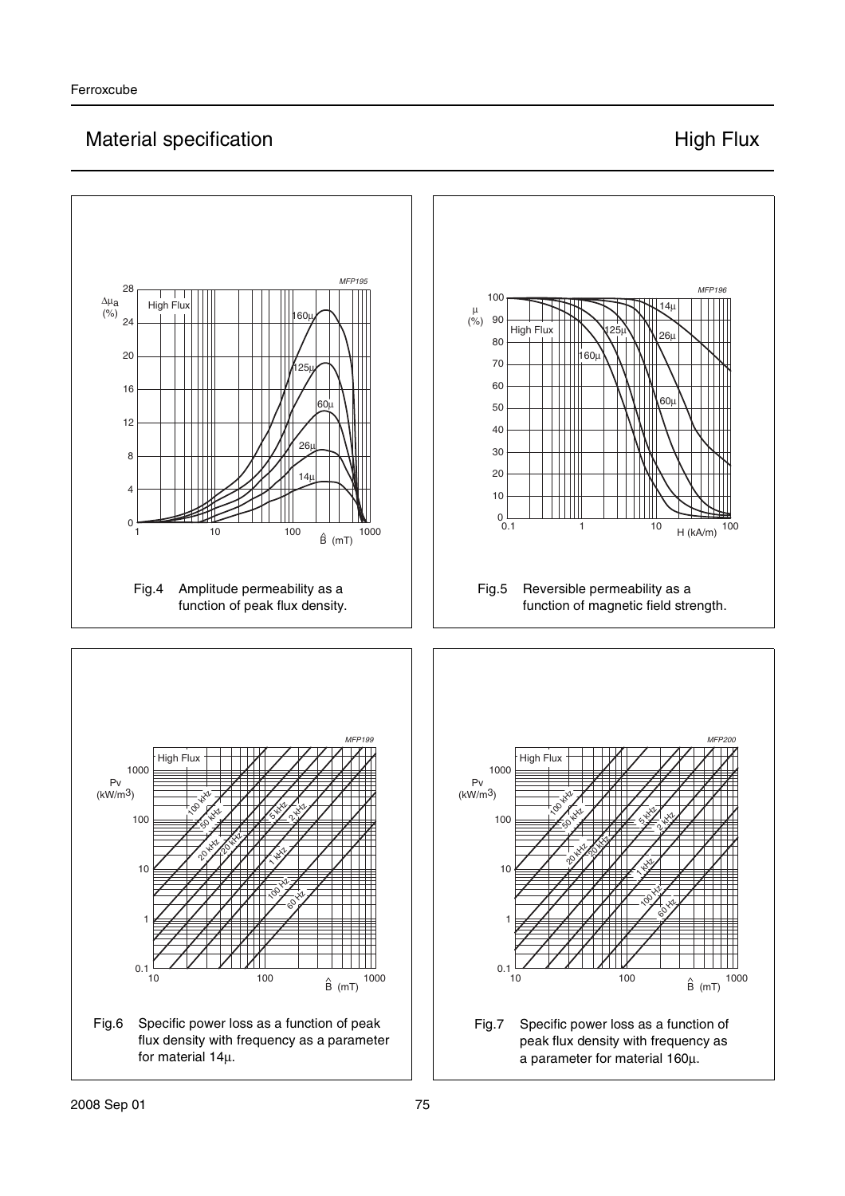# Material specification

## High Flux

Fig.4 Amplitude permeability as a function of peak flux density.

Fig.5 Reversible permeability as a function of magnetic field strength.

Fig.6 Specific power loss as a function of peak flux density with frequency as a parameter for material 14μ.

Fig.7 Specific power loss as a function of peak flux density with frequency as a parameter for material 160μ.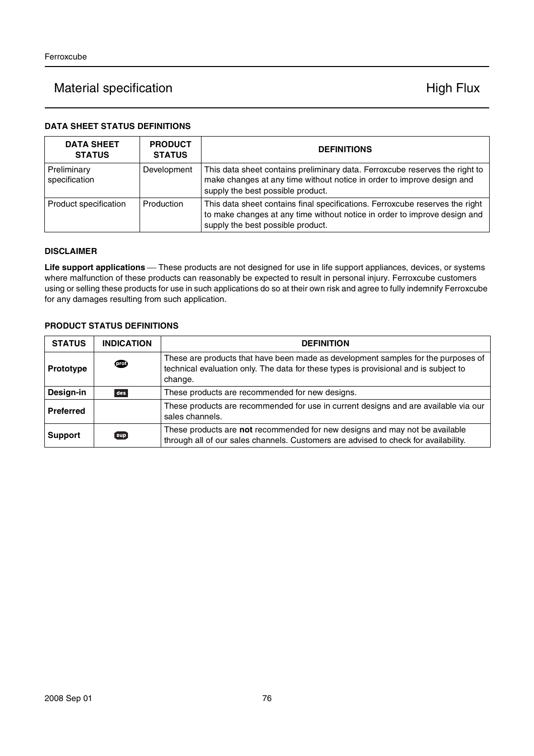## DATA SHEET STATUS DEFINITIONS

| DATA SHEET STATUS | PRODUCT STATUS | DEFINITIONS |
|---|---|---|
| Preliminary specification | Development | This data sheet contains preliminary data. Ferroxcube reserves the right to make changes at any time without notice in order to improve design and supply the best possible product. |
| Product specification | Production | This data sheet contains final specifications. Ferroxcube reserves the right to make changes at any time without notice in order to improve design and supply the best possible product. |

## DISCLAIMER

**Life support applications** — These products are not designed for use in life support appliances, devices, or systems where malfunction of these products can reasonably be expected to result in personal injury. Ferroxcube customers using or selling these products for use in such applications do so at their own risk and agree to fully indemnify Ferroxcube for any damages resulting from such application.

## PRODUCT STATUS DEFINITIONS

| STATUS | INDICATION | DEFINITION |
|---|---|---|
| **Prototype** | prot | These are products that have been made as development samples for the purposes of technical evaluation only. The data for these types is provisional and is subject to change. |
| **Design-in** | des | These products are recommended for new designs. |
| **Preferred** | | These products are recommended for use in current designs and are available via our sales channels. |
| **Support** | sup | These products are **not** recommended for new designs and may not be available through all of our sales channels. Customers are advised to check for availability. |